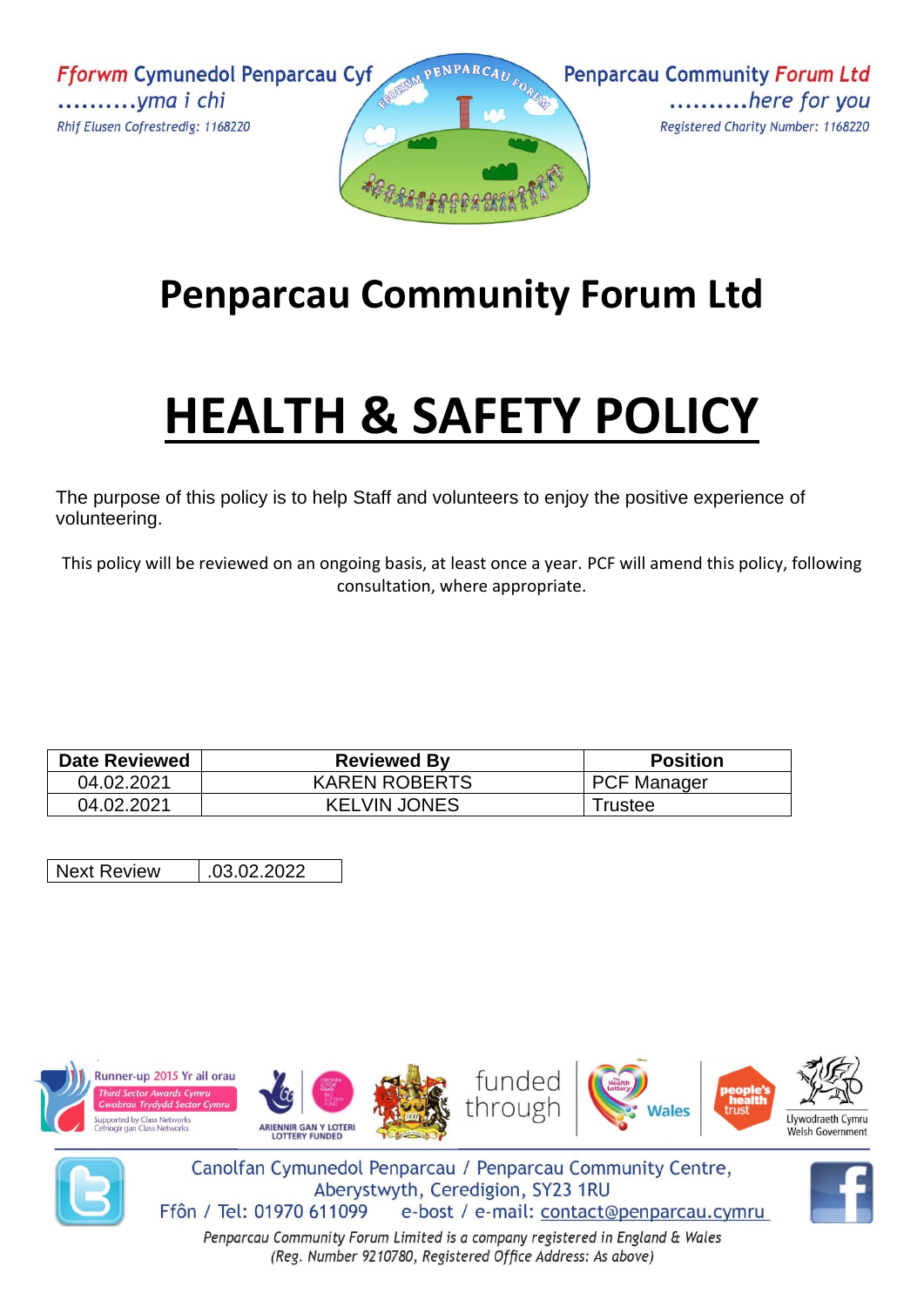Fforwm Cymunedol Penparcau Cyf
..........yma i chi
Rhif Elusen Cofrestredig: 1168220

Penparcau Community Forum Ltd
..........here for you
Registered Charity Number: 1168220

# Penparcau Community Forum Ltd

# HEALTH & SAFETY POLICY

The purpose of this policy is to help Staff and volunteers to enjoy the positive experience of volunteering.

This policy will be reviewed on an ongoing basis, at least once a year. PCF will amend this policy, following consultation, where appropriate.

| Date Reviewed | Reviewed By | Position |
|---|---|---|
| 04.02.2021 | KAREN ROBERTS | PCF Manager |
| 04.02.2021 | KELVIN JONES | Trustee |

| | |
|---|---|
| Next Review | .03.02.2022 |

Canolfan Cymunedol Penparcau / Penparcau Community Centre,
Aberystwyth, Ceredigion, SY23 1RU
Ffôn / Tel: 01970 611099 e-bost / e-mail: contact@penparcau.cymru

*Penparcau Community Forum Limited is a company registered in England & Wales (Reg. Number 9210780, Registered Office Address: As above)*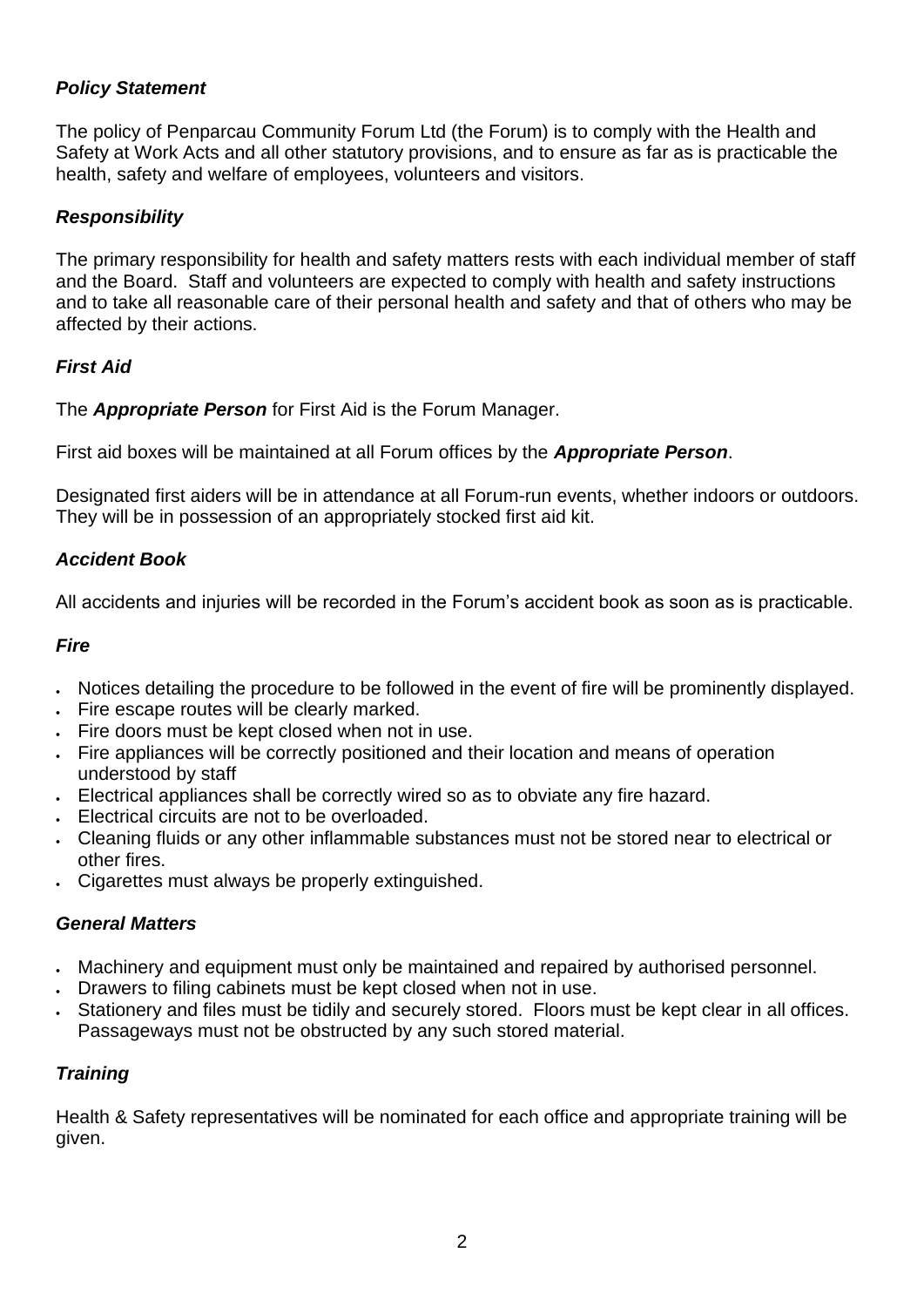### *Policy Statement*

The policy of Penparcau Community Forum Ltd (the Forum) is to comply with the Health and Safety at Work Acts and all other statutory provisions, and to ensure as far as is practicable the health, safety and welfare of employees, volunteers and visitors.

### *Responsibility*

The primary responsibility for health and safety matters rests with each individual member of staff and the Board. Staff and volunteers are expected to comply with health and safety instructions and to take all reasonable care of their personal health and safety and that of others who may be affected by their actions.

### *First Aid*

The ***Appropriate Person*** for First Aid is the Forum Manager.

First aid boxes will be maintained at all Forum offices by the ***Appropriate Person***.

Designated first aiders will be in attendance at all Forum-run events, whether indoors or outdoors. They will be in possession of an appropriately stocked first aid kit.

### *Accident Book*

All accidents and injuries will be recorded in the Forum's accident book as soon as is practicable.

### *Fire*

- Notices detailing the procedure to be followed in the event of fire will be prominently displayed.
- Fire escape routes will be clearly marked.
- Fire doors must be kept closed when not in use.
- Fire appliances will be correctly positioned and their location and means of operation understood by staff
- Electrical appliances shall be correctly wired so as to obviate any fire hazard.
- Electrical circuits are not to be overloaded.
- Cleaning fluids or any other inflammable substances must not be stored near to electrical or other fires.
- Cigarettes must always be properly extinguished.

### *General Matters*

- Machinery and equipment must only be maintained and repaired by authorised personnel.
- Drawers to filing cabinets must be kept closed when not in use.
- Stationery and files must be tidily and securely stored. Floors must be kept clear in all offices. Passageways must not be obstructed by any such stored material.

### *Training*

Health & Safety representatives will be nominated for each office and appropriate training will be given.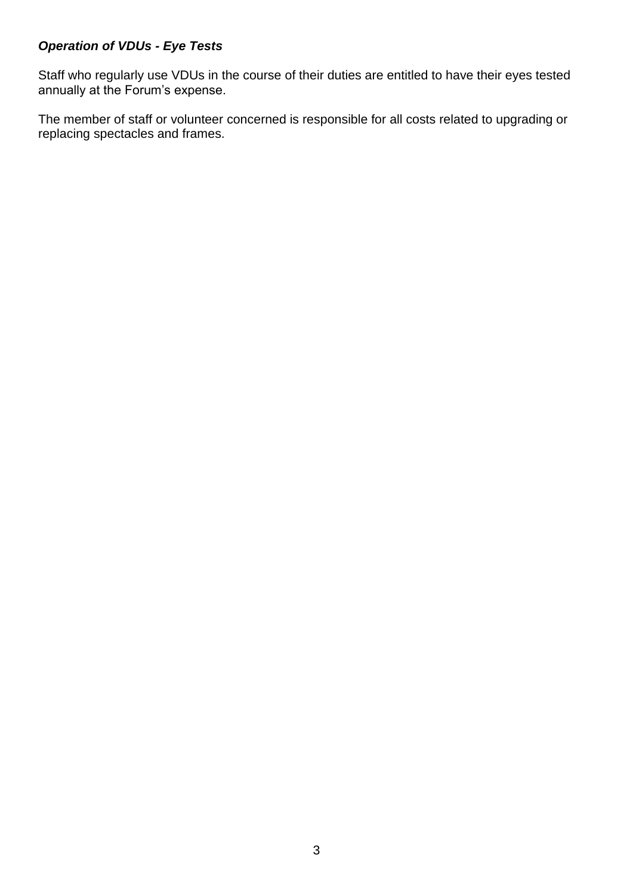***Operation of VDUs - Eye Tests***

Staff who regularly use VDUs in the course of their duties are entitled to have their eyes tested annually at the Forum’s expense.

The member of staff or volunteer concerned is responsible for all costs related to upgrading or replacing spectacles and frames.